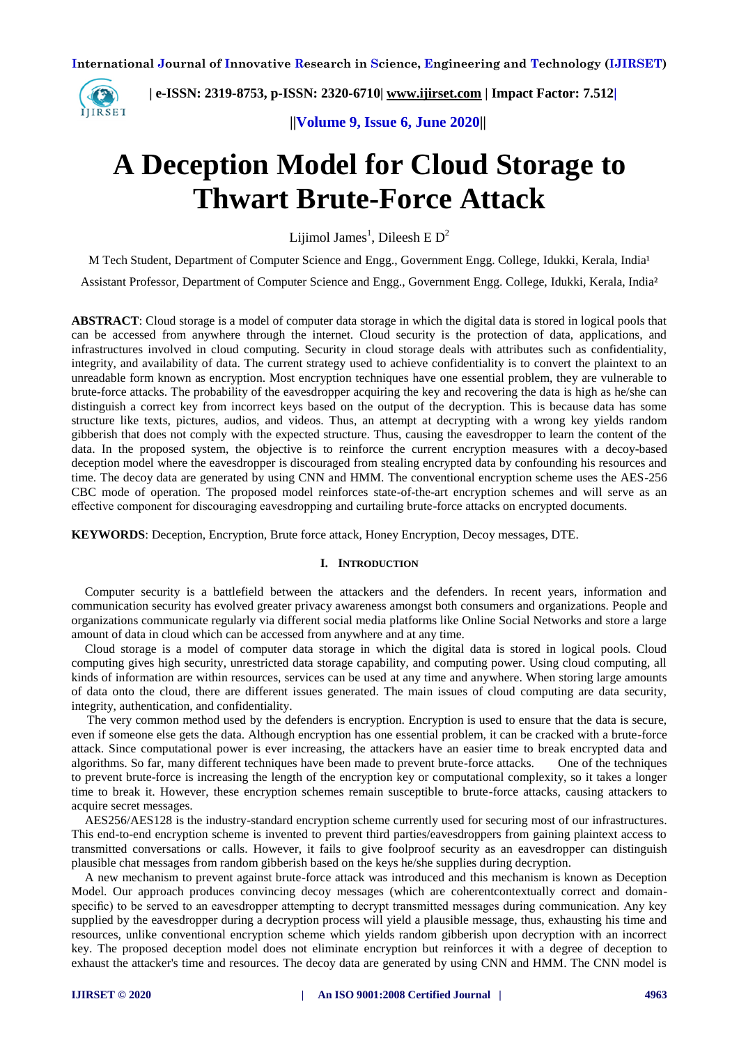# A Deception Model for Cloud Storage to Thwart Brute-Force Attack

Lijimol James[1], Dileesh E D[2]

M Tech Student, Department of Computer Science and Engg., Government Engg. College, Idukki, Kerala, India[1]

Assistant Professor, Department of Computer Science and Engg., Government Engg. College, Idukki, Kerala, India[2]

**ABSTRACT**: Cloud storage is a model of computer data storage in which the digital data is stored in logical pools that can be accessed from anywhere through the internet. Cloud security is the protection of data, applications, and infrastructures involved in cloud computing. Security in cloud storage deals with attributes such as confidentiality, integrity, and availability of data. The current strategy used to achieve confidentiality is to convert the plaintext to an unreadable form known as encryption. Most encryption techniques have one essential problem, they are vulnerable to brute-force attacks. The probability of the eavesdropper acquiring the key and recovering the data is high as he/she can distinguish a correct key from incorrect keys based on the output of the decryption. This is because data has some structure like texts, pictures, audios, and videos. Thus, an attempt at decrypting with a wrong key yields random gibberish that does not comply with the expected structure. Thus, causing the eavesdropper to learn the content of the data. In the proposed system, the objective is to reinforce the current encryption measures with a decoy-based deception model where the eavesdropper is discouraged from stealing encrypted data by confounding his resources and time. The decoy data are generated by using CNN and HMM. The conventional encryption scheme uses the AES-256 CBC mode of operation. The proposed model reinforces state-of-the-art encryption schemes and will serve as an effective component for discouraging eavesdropping and curtailing brute-force attacks on encrypted documents.

**KEYWORDS**: Deception, Encryption, Brute force attack, Honey Encryption, Decoy messages, DTE.

## I. INTRODUCTION

Computer security is a battlefield between the attackers and the defenders. In recent years, information and communication security has evolved greater privacy awareness amongst both consumers and organizations. People and organizations communicate regularly via different social media platforms like Online Social Networks and store a large amount of data in cloud which can be accessed from anywhere and at any time.

Cloud storage is a model of computer data storage in which the digital data is stored in logical pools. Cloud computing gives high security, unrestricted data storage capability, and computing power. Using cloud computing, all kinds of information are within resources, services can be used at any time and anywhere. When storing large amounts of data onto the cloud, there are different issues generated. The main issues of cloud computing are data security, integrity, authentication, and confidentiality.

The very common method used by the defenders is encryption. Encryption is used to ensure that the data is secure, even if someone else gets the data. Although encryption has one essential problem, it can be cracked with a brute-force attack. Since computational power is ever increasing, the attackers have an easier time to break encrypted data and algorithms. So far, many different techniques have been made to prevent brute-force attacks. One of the techniques to prevent brute-force is increasing the length of the encryption key or computational complexity, so it takes a longer time to break it. However, these encryption schemes remain susceptible to brute-force attacks, causing attackers to acquire secret messages.

AES256/AES128 is the industry-standard encryption scheme currently used for securing most of our infrastructures. This end-to-end encryption scheme is invented to prevent third parties/eavesdroppers from gaining plaintext access to transmitted conversations or calls. However, it fails to give foolproof security as an eavesdropper can distinguish plausible chat messages from random gibberish based on the keys he/she supplies during decryption.

A new mechanism to prevent against brute-force attack was introduced and this mechanism is known as Deception Model. Our approach produces convincing decoy messages (which are coherentcontextually correct and domain-specific) to be served to an eavesdropper attempting to decrypt transmitted messages during communication. Any key supplied by the eavesdropper during a decryption process will yield a plausible message, thus, exhausting his time and resources, unlike conventional encryption scheme which yields random gibberish upon decryption with an incorrect key. The proposed deception model does not eliminate encryption but reinforces it with a degree of deception to exhaust the attacker's time and resources. The decoy data are generated by using CNN and HMM. The CNN model is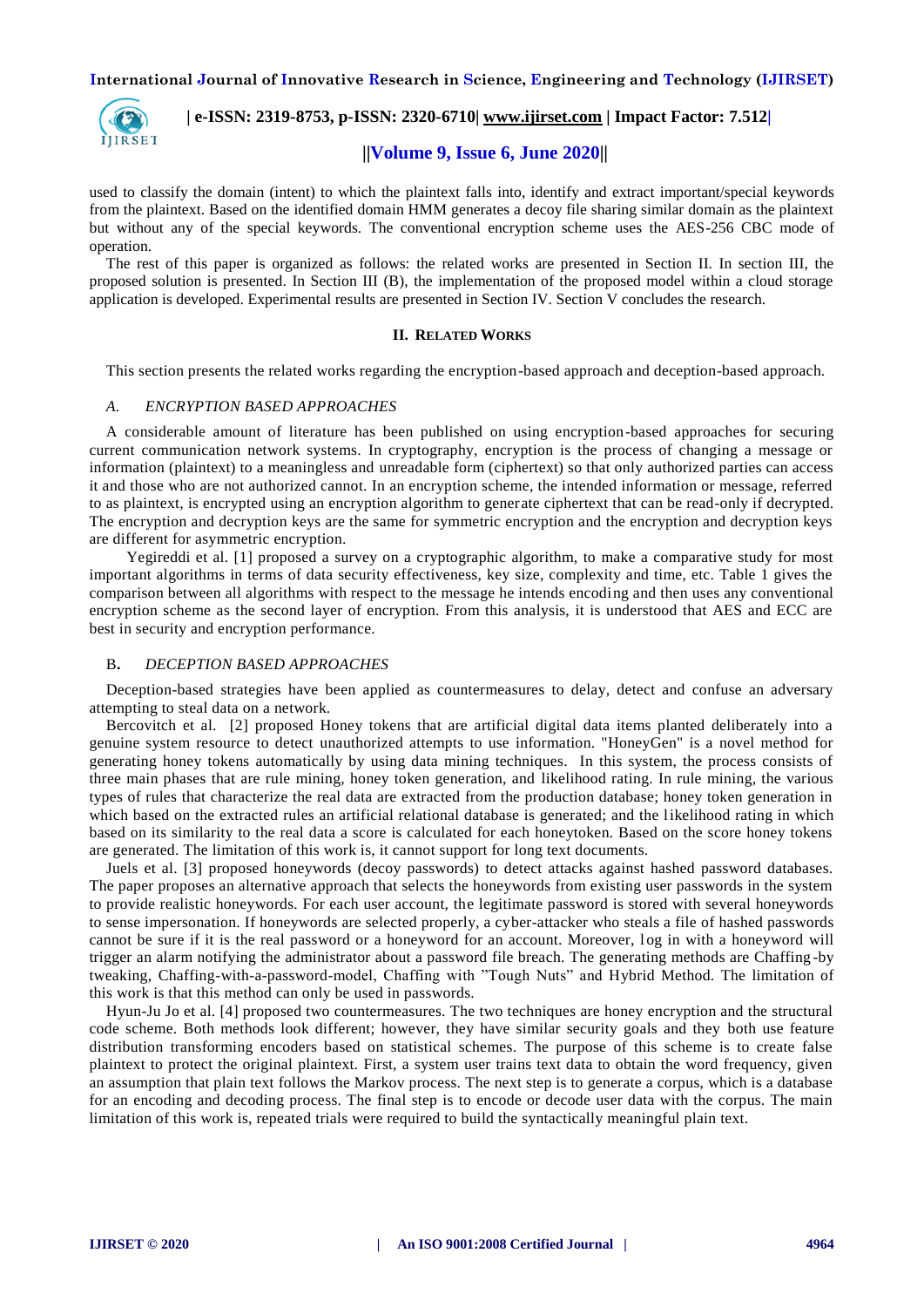used to classify the domain (intent) to which the plaintext falls into, identify and extract important/special keywords from the plaintext. Based on the identified domain HMM generates a decoy file sharing similar domain as the plaintext but without any of the special keywords. The conventional encryption scheme uses the AES-256 CBC mode of operation.

The rest of this paper is organized as follows: the related works are presented in Section II. In section III, the proposed solution is presented. In Section III (B), the implementation of the proposed model within a cloud storage application is developed. Experimental results are presented in Section IV. Section V concludes the research.

## II. RELATED WORKS

This section presents the related works regarding the encryption-based approach and deception-based approach.

### A. *ENCRYPTION BASED APPROACHES*

A considerable amount of literature has been published on using encryption-based approaches for securing current communication network systems. In cryptography, encryption is the process of changing a message or information (plaintext) to a meaningless and unreadable form (ciphertext) so that only authorized parties can access it and those who are not authorized cannot. In an encryption scheme, the intended information or message, referred to as plaintext, is encrypted using an encryption algorithm to generate ciphertext that can be read-only if decrypted. The encryption and decryption keys are the same for symmetric encryption and the encryption and decryption keys are different for asymmetric encryption.

Yegireddi et al. [1] proposed a survey on a cryptographic algorithm, to make a comparative study for most important algorithms in terms of data security effectiveness, key size, complexity and time, etc. Table 1 gives the comparison between all algorithms with respect to the message he intends encoding and then uses any conventional encryption scheme as the second layer of encryption. From this analysis, it is understood that AES and ECC are best in security and encryption performance.

### B. *DECEPTION BASED APPROACHES*

Deception-based strategies have been applied as countermeasures to delay, detect and confuse an adversary attempting to steal data on a network.

Bercovitch et al. [2] proposed Honey tokens that are artificial digital data items planted deliberately into a genuine system resource to detect unauthorized attempts to use information. "HoneyGen" is a novel method for generating honey tokens automatically by using data mining techniques. In this system, the process consists of three main phases that are rule mining, honey token generation, and likelihood rating. In rule mining, the various types of rules that characterize the real data are extracted from the production database; honey token generation in which based on the extracted rules an artificial relational database is generated; and the likelihood rating in which based on its similarity to the real data a score is calculated for each honeytoken. Based on the score honey tokens are generated. The limitation of this work is, it cannot support for long text documents.

Juels et al. [3] proposed honeywords (decoy passwords) to detect attacks against hashed password databases. The paper proposes an alternative approach that selects the honeywords from existing user passwords in the system to provide realistic honeywords. For each user account, the legitimate password is stored with several honeywords to sense impersonation. If honeywords are selected properly, a cyber-attacker who steals a file of hashed passwords cannot be sure if it is the real password or a honeyword for an account. Moreover, log in with a honeyword will trigger an alarm notifying the administrator about a password file breach. The generating methods are Chaffing-by tweaking, Chaffing-with-a-password-model, Chaffing with "Tough Nuts" and Hybrid Method. The limitation of this work is that this method can only be used in passwords.

Hyun-Ju Jo et al. [4] proposed two countermeasures. The two techniques are honey encryption and the structural code scheme. Both methods look different; however, they have similar security goals and they both use feature distribution transforming encoders based on statistical schemes. The purpose of this scheme is to create false plaintext to protect the original plaintext. First, a system user trains text data to obtain the word frequency, given an assumption that plain text follows the Markov process. The next step is to generate a corpus, which is a database for an encoding and decoding process. The final step is to encode or decode user data with the corpus. The main limitation of this work is, repeated trials were required to build the syntactically meaningful plain text.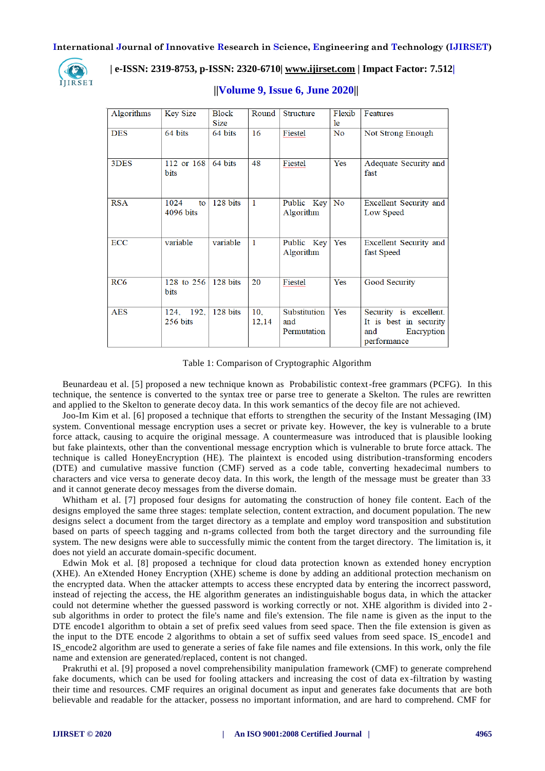| Algorithms | Key Size | Block Size | Round | Structure | Flexible | Features |
|---|---|---|---|---|---|---|
| DES | 64 bits | 64 bits | 16 | Fiestel | No | Not Strong Enough |
| 3DES | 112 or 168 bits | 64 bits | 48 | Fiestel | Yes | Adequate Security and fast |
| RSA | 1024 to 4096 bits | 128 bits | 1 | Public Key Algorithm | No | Excellent Security and Low Speed |
| ECC | variable | variable | 1 | Public Key Algorithm | Yes | Excellent Security and fast Speed |
| RC6 | 128 to 256 bits | 128 bits | 20 | Fiestel | Yes | Good Security |
| AES | 124, 192, 256 bits | 128 bits | 10, 12,14 | Substitution and Permutation | Yes | Security is excellent. It is best in security and Encryption performance |

Table 1: Comparison of Cryptographic Algorithm

Beunardeau et al. [5] proposed a new technique known as Probabilistic context-free grammars (PCFG). In this technique, the sentence is converted to the syntax tree or parse tree to generate a Skelton. The rules are rewritten and applied to the Skelton to generate decoy data. In this work semantics of the decoy file are not achieved.

Joo-Im Kim et al. [6] proposed a technique that efforts to strengthen the security of the Instant Messaging (IM) system. Conventional message encryption uses a secret or private key. However, the key is vulnerable to a brute force attack, causing to acquire the original message. A countermeasure was introduced that is plausible looking but fake plaintexts, other than the conventional message encryption which is vulnerable to brute force attack. The technique is called HoneyEncryption (HE). The plaintext is encoded using distribution-transforming encoders (DTE) and cumulative massive function (CMF) served as a code table, converting hexadecimal numbers to characters and vice versa to generate decoy data. In this work, the length of the message must be greater than 33 and it cannot generate decoy messages from the diverse domain.

Whitham et al. [7] proposed four designs for automating the construction of honey file content. Each of the designs employed the same three stages: template selection, content extraction, and document population. The new designs select a document from the target directory as a template and employ word transposition and substitution based on parts of speech tagging and n-grams collected from both the target directory and the surrounding file system. The new designs were able to successfully mimic the content from the target directory. The limitation is, it does not yield an accurate domain-specific document.

Edwin Mok et al. [8] proposed a technique for cloud data protection known as extended honey encryption (XHE). An eXtended Honey Encryption (XHE) scheme is done by adding an additional protection mechanism on the encrypted data. When the attacker attempts to access these encrypted data by entering the incorrect password, instead of rejecting the access, the HE algorithm generates an indistinguishable bogus data, in which the attacker could not determine whether the guessed password is working correctly or not. XHE algorithm is divided into 2-sub algorithms in order to protect the file's name and file's extension. The file name is given as the input to the DTE encode1 algorithm to obtain a set of prefix seed values from seed space. Then the file extension is given as the input to the DTE encode 2 algorithms to obtain a set of suffix seed values from seed space. IS_encode1 and IS_encode2 algorithm are used to generate a series of fake file names and file extensions. In this work, only the file name and extension are generated/replaced, content is not changed.

Prakruthi et al. [9] proposed a novel comprehensibility manipulation framework (CMF) to generate comprehend fake documents, which can be used for fooling attackers and increasing the cost of data ex-filtration by wasting their time and resources. CMF requires an original document as input and generates fake documents that are both believable and readable for the attacker, possess no important information, and are hard to comprehend. CMF for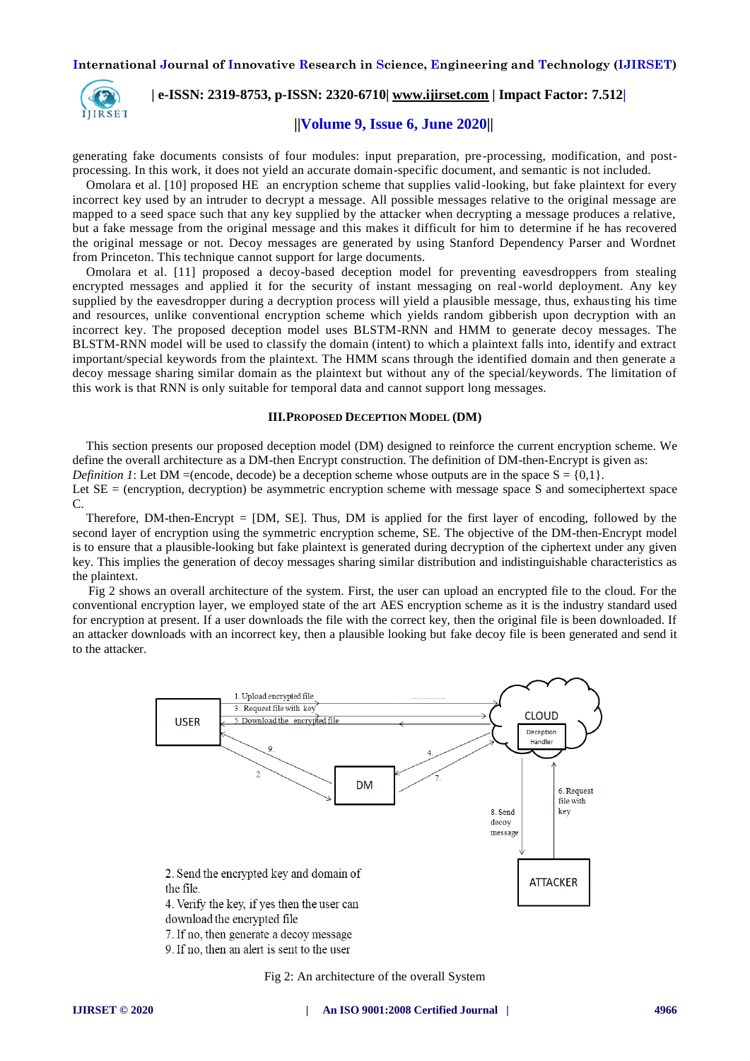generating fake documents consists of four modules: input preparation, pre-processing, modification, and post-processing. In this work, it does not yield an accurate domain-specific document, and semantic is not included.

Omolara et al. [10] proposed HE an encryption scheme that supplies valid-looking, but fake plaintext for every incorrect key used by an intruder to decrypt a message. All possible messages relative to the original message are mapped to a seed space such that any key supplied by the attacker when decrypting a message produces a relative, but a fake message from the original message and this makes it difficult for him to determine if he has recovered the original message or not. Decoy messages are generated by using Stanford Dependency Parser and Wordnet from Princeton. This technique cannot support for large documents.

Omolara et al. [11] proposed a decoy-based deception model for preventing eavesdroppers from stealing encrypted messages and applied it for the security of instant messaging on real-world deployment. Any key supplied by the eavesdropper during a decryption process will yield a plausible message, thus, exhausting his time and resources, unlike conventional encryption scheme which yields random gibberish upon decryption with an incorrect key. The proposed deception model uses BLSTM-RNN and HMM to generate decoy messages. The BLSTM-RNN model will be used to classify the domain (intent) to which a plaintext falls into, identify and extract important/special keywords from the plaintext. The HMM scans through the identified domain and then generate a decoy message sharing similar domain as the plaintext but without any of the special/keywords. The limitation of this work is that RNN is only suitable for temporal data and cannot support long messages.

## III. PROPOSED DECEPTION MODEL (DM)

This section presents our proposed deception model (DM) designed to reinforce the current encryption scheme. We define the overall architecture as a DM-then Encrypt construction. The definition of DM-then-Encrypt is given as:

*Definition 1*: Let DM =(encode, decode) be a deception scheme whose outputs are in the space S = {0,1}.

Let SE = (encryption, decryption) be asymmetric encryption scheme with message space S and someciphertext space C.

Therefore, DM-then-Encrypt = [DM, SE]. Thus, DM is applied for the first layer of encoding, followed by the second layer of encryption using the symmetric encryption scheme, SE. The objective of the DM-then-Encrypt model is to ensure that a plausible-looking but fake plaintext is generated during decryption of the ciphertext under any given key. This implies the generation of decoy messages sharing similar distribution and indistinguishable characteristics as the plaintext.

Fig 2 shows an overall architecture of the system. First, the user can upload an encrypted file to the cloud. For the conventional encryption layer, we employed state of the art AES encryption scheme as it is the industry standard used for encryption at present. If a user downloads the file with the correct key, then the original file is been downloaded. If an attacker downloads with an incorrect key, then a plausible looking but fake decoy file is been generated and send it to the attacker.

2. Send the encrypted key and domain of the file.
4. Verify the key, if yes then the user can download the encrypted file
7. If no, then generate a decoy message
9. If no, then an alert is sent to the user

Fig 2: An architecture of the overall System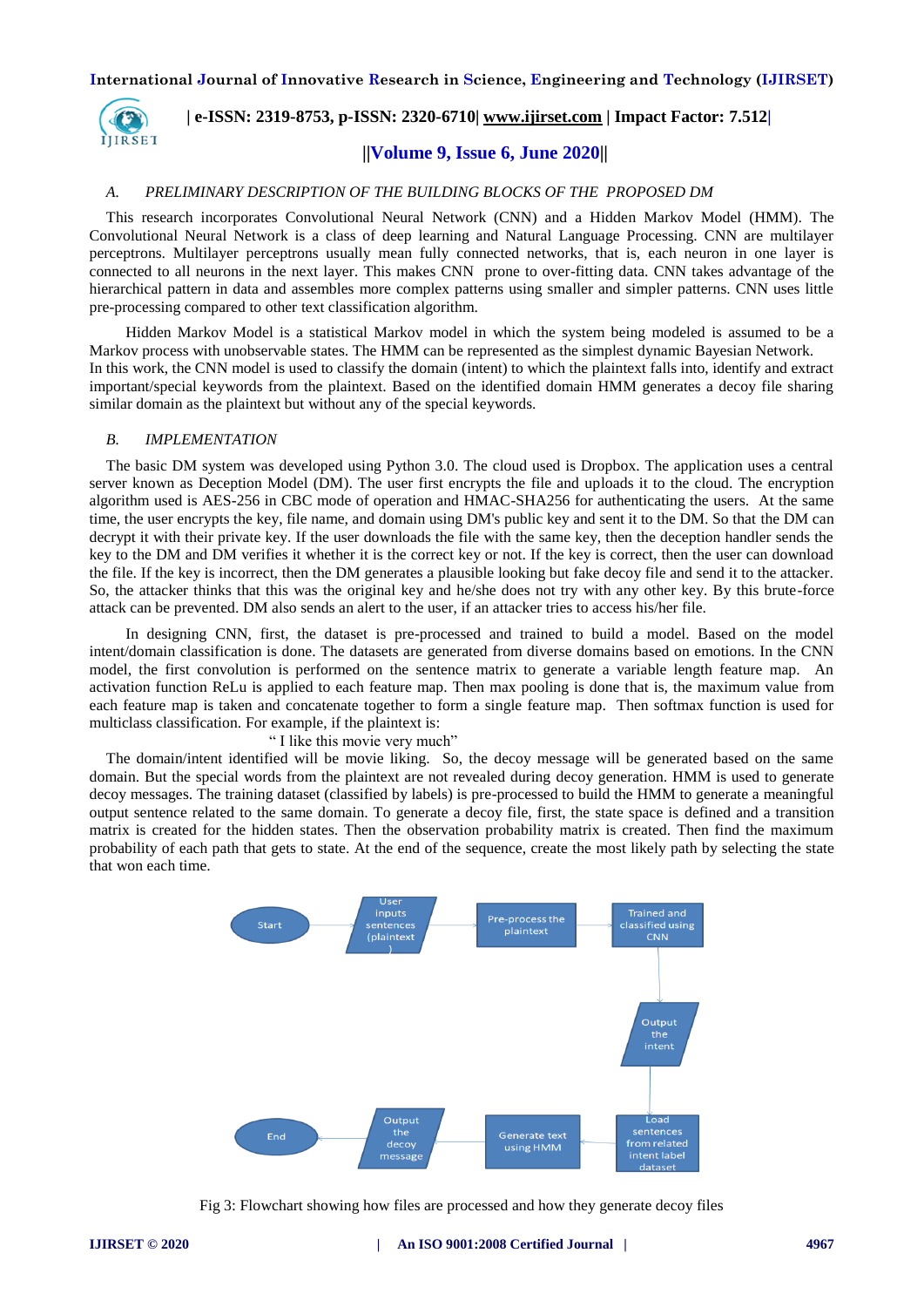### A. PRELIMINARY DESCRIPTION OF THE BUILDING BLOCKS OF THE PROPOSED DM

This research incorporates Convolutional Neural Network (CNN) and a Hidden Markov Model (HMM). The Convolutional Neural Network is a class of deep learning and Natural Language Processing. CNN are multilayer perceptrons. Multilayer perceptrons usually mean fully connected networks, that is, each neuron in one layer is connected to all neurons in the next layer. This makes CNN prone to over-fitting data. CNN takes advantage of the hierarchical pattern in data and assembles more complex patterns using smaller and simpler patterns. CNN uses little pre-processing compared to other text classification algorithm.

Hidden Markov Model is a statistical Markov model in which the system being modeled is assumed to be a Markov process with unobservable states. The HMM can be represented as the simplest dynamic Bayesian Network. In this work, the CNN model is used to classify the domain (intent) to which the plaintext falls into, identify and extract important/special keywords from the plaintext. Based on the identified domain HMM generates a decoy file sharing similar domain as the plaintext but without any of the special keywords.

### B. IMPLEMENTATION

The basic DM system was developed using Python 3.0. The cloud used is Dropbox. The application uses a central server known as Deception Model (DM). The user first encrypts the file and uploads it to the cloud. The encryption algorithm used is AES-256 in CBC mode of operation and HMAC-SHA256 for authenticating the users. At the same time, the user encrypts the key, file name, and domain using DM's public key and sent it to the DM. So that the DM can decrypt it with their private key. If the user downloads the file with the same key, then the deception handler sends the key to the DM and DM verifies it whether it is the correct key or not. If the key is correct, then the user can download the file. If the key is incorrect, then the DM generates a plausible looking but fake decoy file and send it to the attacker. So, the attacker thinks that this was the original key and he/she does not try with any other key. By this brute-force attack can be prevented. DM also sends an alert to the user, if an attacker tries to access his/her file.

In designing CNN, first, the dataset is pre-processed and trained to build a model. Based on the model intent/domain classification is done. The datasets are generated from diverse domains based on emotions. In the CNN model, the first convolution is performed on the sentence matrix to generate a variable length feature map. An activation function ReLu is applied to each feature map. Then max pooling is done that is, the maximum value from each feature map is taken and concatenate together to form a single feature map. Then softmax function is used for multiclass classification. For example, if the plaintext is:

" I like this movie very much"

The domain/intent identified will be movie liking. So, the decoy message will be generated based on the same domain. But the special words from the plaintext are not revealed during decoy generation. HMM is used to generate decoy messages. The training dataset (classified by labels) is pre-processed to build the HMM to generate a meaningful output sentence related to the same domain. To generate a decoy file, first, the state space is defined and a transition matrix is created for the hidden states. Then the observation probability matrix is created. Then find the maximum probability of each path that gets to state. At the end of the sequence, create the most likely path by selecting the state that won each time.

Start → User inputs sentences (plaintext) → Pre-process the plaintext → Trained and classified using CNN → Output the intent → Load sentences from related intent label dataset → Generate text using HMM → Output the decoy message → End

Fig 3: Flowchart showing how files are processed and how they generate decoy files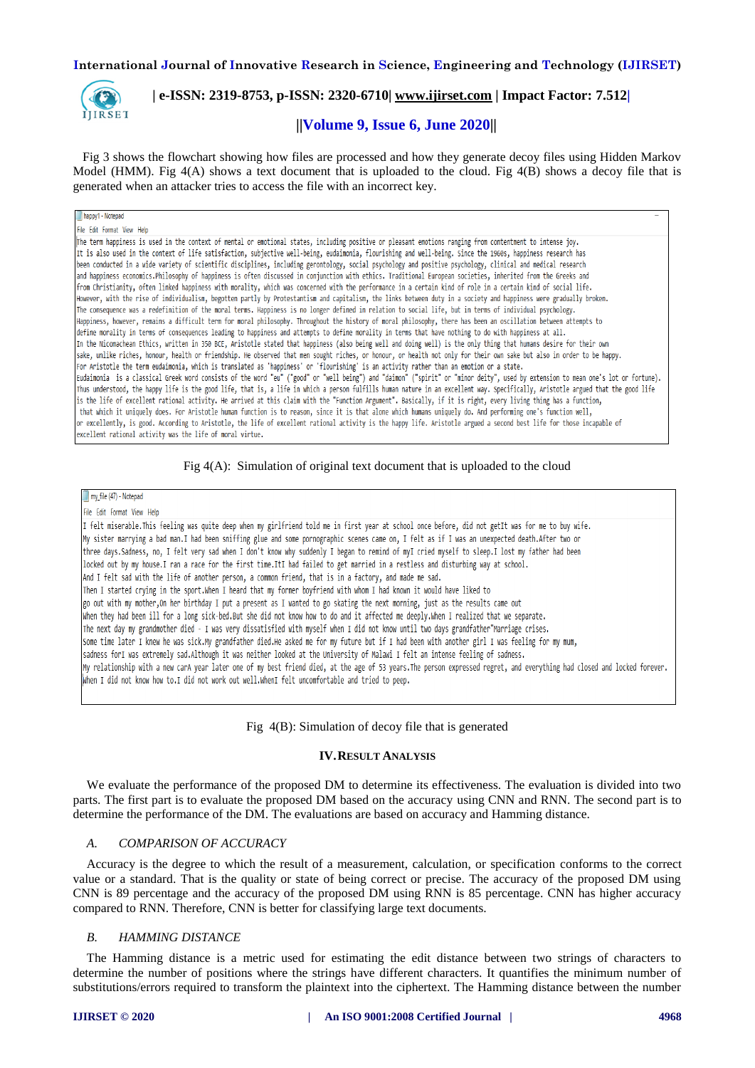Fig 3 shows the flowchart showing how files are processed and how they generate decoy files using Hidden Markov Model (HMM). Fig 4(A) shows a text document that is uploaded to the cloud. Fig 4(B) shows a decoy file that is generated when an attacker tries to access the file with an incorrect key.

```
happy1 - Notepad
File Edit Format View Help
The term happiness is used in the context of mental or emotional states, including positive or pleasant emotions ranging from contentment to intense joy.
It is also used in the context of life satisfaction, subjective well-being, eudaimonia, flourishing and well-being. Since the 1960s, happiness research has
been conducted in a wide variety of scientific disciplines, including gerontology, social psychology and positive psychology, clinical and medical research
and happiness economics.Philosophy of happiness is often discussed in conjunction with ethics. Traditional European societies, inherited from the Greeks and
from Christianity, often linked happiness with morality, which was concerned with the performance in a certain kind of role in a certain kind of social life.
However, with the rise of individualism, begotten partly by Protestantism and capitalism, the links between duty in a society and happiness were gradually broken.
The consequence was a redefinition of the moral terms. Happiness is no longer defined in relation to social life, but in terms of individual psychology.
Happiness, however, remains a difficult term for moral philosophy. Throughout the history of moral philosophy, there has been an oscillation between attempts to
define morality in terms of consequences leading to happiness and attempts to define morality in terms that have nothing to do with happiness at all.
In the Nicomachean Ethics, written in 350 BCE, Aristotle stated that happiness (also being well and doing well) is the only thing that humans desire for their own
sake, unlike riches, honour, health or friendship. He observed that men sought riches, or honour, or health not only for their own sake but also in order to be happy.
For Aristotle the term eudaimonia, which is translated as 'happiness' or 'flourishing' is an activity rather than an emotion or a state.
Eudaimonia  is a classical Greek word consists of the word "eu" ("good" or "well being") and "daimon" ("spirit" or "minor deity", used by extension to mean one's lot or fortune).
Thus understood, the happy life is the good life, that is, a life in which a person fulfills human nature in an excellent way. Specifically, Aristotle argued that the good life
is the life of excellent rational activity. He arrived at this claim with the "Function Argument". Basically, if it is right, every living thing has a function,
 that which it uniquely does. For Aristotle human function is to reason, since it is that alone which humans uniquely do. And performing one's function well,
or excellently, is good. According to Aristotle, the life of excellent rational activity is the happy life. Aristotle argued a second best life for those incapable of
excellent rational activity was the life of moral virtue.
```

Fig 4(A): Simulation of original text document that is uploaded to the cloud

```
my_file (47) - Notepad
File Edit Format View Help
I felt miserable.This feeling was quite deep when my girlfriend told me in first year at school once before, did not getIt was for me to buy wife.
My sister marrying a bad man.I had been sniffing glue and some pornographic scenes came on, I felt as if I was an unexpected death.After two or
three days.Sadness, no, I felt very sad when I don't know why suddenly I began to remind of myI cried myself to sleep.I lost my father had been
locked out by my house.I ran a race for the first time.ItI had failed to get married in a restless and disturbing way at school.
And I felt sad with the life of another person, a common friend, that is in a factory, and made me sad.
Then I started crying in the sport.When I heard that my former boyfriend with whom I had known it would have liked to
go out with my mother,On her birthday I put a present as I wanted to go skating the next morning, just as the results came out
When they had been ill for a long sick-bed.But she did not know how to do and it affected me deeply.When I realized that we separate.
The next day my grandmother died - I was very dissatisfied with myself when I did not know until two days grandfather"Marriage crises.
Some time later I knew he was sick.My grandfather died.He asked me for my future but if I had been with another girl I was feeling for my mum,
sadness forI was extremely sad.Although it was neither looked at the University of Malawi I felt an intense feeling of sadness.
My relationship with a new carA year later one of my best friend died, at the age of 53 years.The person expressed regret, and everything had closed and locked forever.
When I did not know how to.I did not work out well.WhenI felt uncomfortable and tried to peep.
```

Fig 4(B): Simulation of decoy file that is generated

## IV. RESULT ANALYSIS

We evaluate the performance of the proposed DM to determine its effectiveness. The evaluation is divided into two parts. The first part is to evaluate the proposed DM based on the accuracy using CNN and RNN. The second part is to determine the performance of the DM. The evaluations are based on accuracy and Hamming distance.

### *A. COMPARISON OF ACCURACY*

Accuracy is the degree to which the result of a measurement, calculation, or specification conforms to the correct value or a standard. That is the quality or state of being correct or precise. The accuracy of the proposed DM using CNN is 89 percentage and the accuracy of the proposed DM using RNN is 85 percentage. CNN has higher accuracy compared to RNN. Therefore, CNN is better for classifying large text documents.

### *B. HAMMING DISTANCE*

The Hamming distance is a metric used for estimating the edit distance between two strings of characters to determine the number of positions where the strings have different characters. It quantifies the minimum number of substitutions/errors required to transform the plaintext into the ciphertext. The Hamming distance between the number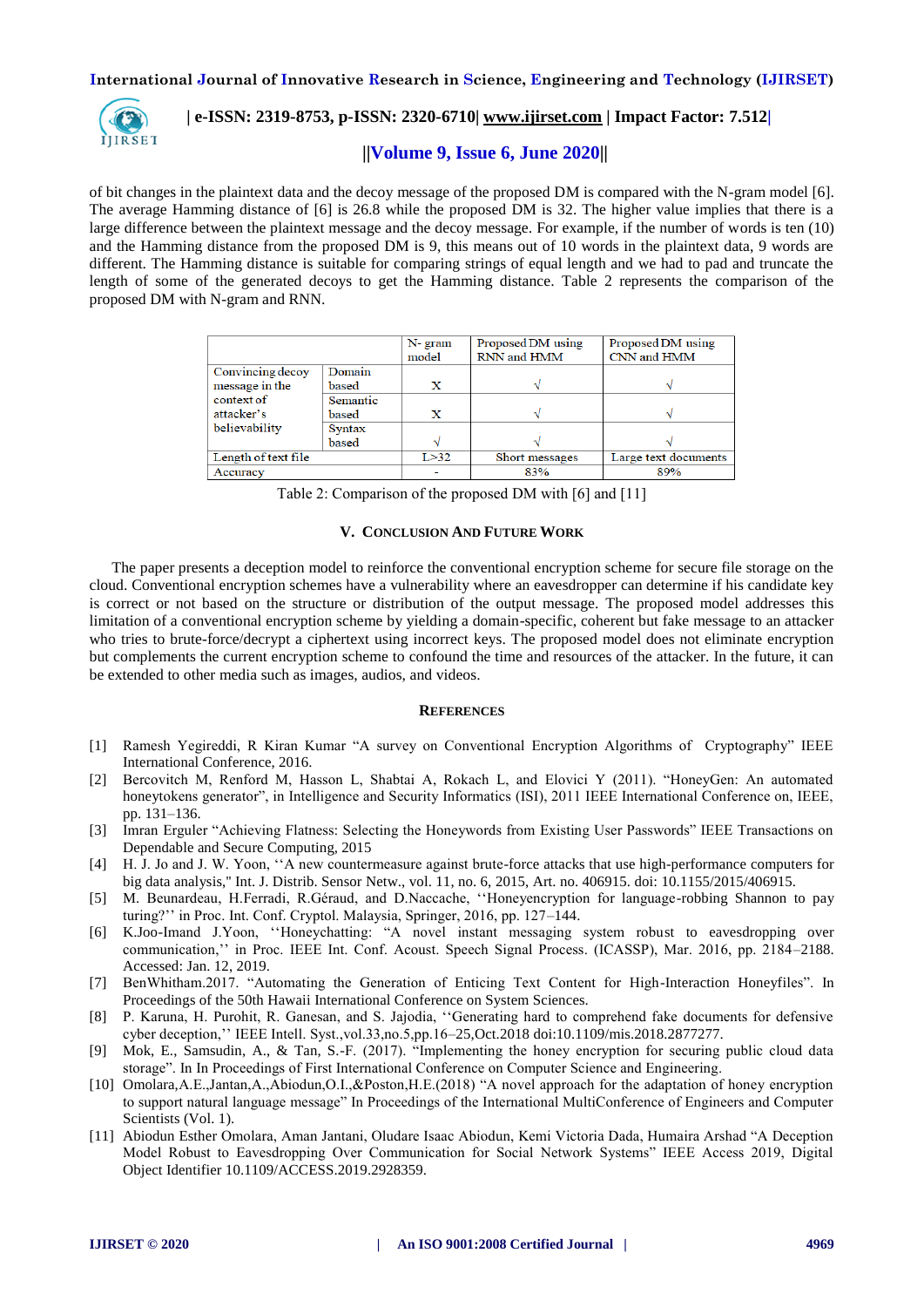of bit changes in the plaintext data and the decoy message of the proposed DM is compared with the N-gram model [6]. The average Hamming distance of [6] is 26.8 while the proposed DM is 32. The higher value implies that there is a large difference between the plaintext message and the decoy message. For example, if the number of words is ten (10) and the Hamming distance from the proposed DM is 9, this means out of 10 words in the plaintext data, 9 words are different. The Hamming distance is suitable for comparing strings of equal length and we had to pad and truncate the length of some of the generated decoys to get the Hamming distance. Table 2 represents the comparison of the proposed DM with N-gram and RNN.

| | | N- gram model | Proposed DM using RNN and HMM | Proposed DM using CNN and HMM |
|---|---|---|---|---|
| Convincing decoy message in the context of attacker's believability | Domain based | X | √ | √ |
| | Semantic based | X | √ | √ |
| | Syntax based | √ | √ | √ |
| Length of text file | | L>32 | Short messages | Large text documents |
| Accuracy | | - | 83% | 89% |

Table 2: Comparison of the proposed DM with [6] and [11]

## V. Conclusion And Future Work

The paper presents a deception model to reinforce the conventional encryption scheme for secure file storage on the cloud. Conventional encryption schemes have a vulnerability where an eavesdropper can determine if his candidate key is correct or not based on the structure or distribution of the output message. The proposed model addresses this limitation of a conventional encryption scheme by yielding a domain-specific, coherent but fake message to an attacker who tries to brute-force/decrypt a ciphertext using incorrect keys. The proposed model does not eliminate encryption but complements the current encryption scheme to confound the time and resources of the attacker. In the future, it can be extended to other media such as images, audios, and videos.

## References

[1] Ramesh Yegireddi, R Kiran Kumar "A survey on Conventional Encryption Algorithms of Cryptography" IEEE International Conference, 2016.

[2] Bercovitch M, Renford M, Hasson L, Shabtai A, Rokach L, and Elovici Y (2011). "HoneyGen: An automated honeytokens generator", in Intelligence and Security Informatics (ISI), 2011 IEEE International Conference on, IEEE, pp. 131–136.

[3] Imran Erguler "Achieving Flatness: Selecting the Honeywords from Existing User Passwords" IEEE Transactions on Dependable and Secure Computing, 2015

[4] H. J. Jo and J. W. Yoon, ''A new countermeasure against brute-force attacks that use high-performance computers for big data analysis,'' Int. J. Distrib. Sensor Netw., vol. 11, no. 6, 2015, Art. no. 406915. doi: 10.1155/2015/406915.

[5] M. Beunardeau, H.Ferradi, R.Géraud, and D.Naccache, ''Honeyencryption for language-robbing Shannon to pay turing?'' in Proc. Int. Conf. Cryptol. Malaysia, Springer, 2016, pp. 127–144.

[6] K.Joo-Imand J.Yoon, ''Honeychatting: "A novel instant messaging system robust to eavesdropping over communication,'' in Proc. IEEE Int. Conf. Acoust. Speech Signal Process. (ICASSP), Mar. 2016, pp. 2184–2188. Accessed: Jan. 12, 2019.

[7] BenWhitham.2017. "Automating the Generation of Enticing Text Content for High-Interaction Honeyfiles". In Proceedings of the 50th Hawaii International Conference on System Sciences.

[8] P. Karuna, H. Purohit, R. Ganesan, and S. Jajodia, ''Generating hard to comprehend fake documents for defensive cyber deception,'' IEEE Intell. Syst.,vol.33,no.5,pp.16–25,Oct.2018 doi:10.1109/mis.2018.2877277.

[9] Mok, E., Samsudin, A., & Tan, S.-F. (2017). "Implementing the honey encryption for securing public cloud data storage". In In Proceedings of First International Conference on Computer Science and Engineering.

[10] Omolara,A.E.,Jantan,A.,Abiodun,O.I.,&Poston,H.E.(2018) "A novel approach for the adaptation of honey encryption to support natural language message" In Proceedings of the International MultiConference of Engineers and Computer Scientists (Vol. 1).

[11] Abiodun Esther Omolara, Aman Jantani, Oludare Isaac Abiodun, Kemi Victoria Dada, Humaira Arshad "A Deception Model Robust to Eavesdropping Over Communication for Social Network Systems" IEEE Access 2019, Digital Object Identifier 10.1109/ACCESS.2019.2928359.